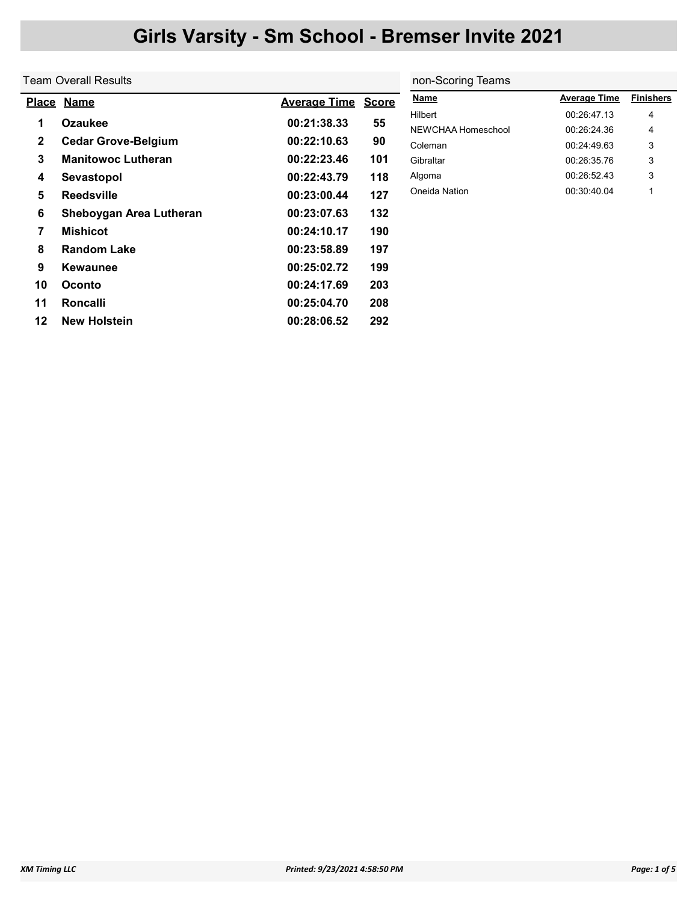# Girls Varsity - Sm School - Bremser Invite 2021

## Team Overall Results

| Place | Name | Average Time | Score |
|---|---|---|---|
| 1 | Ozaukee | 00:21:38.33 | 55 |
| 2 | Cedar Grove-Belgium | 00:22:10.63 | 90 |
| 3 | Manitowoc Lutheran | 00:22:23.46 | 101 |
| 4 | Sevastopol | 00:22:43.79 | 118 |
| 5 | Reedsville | 00:23:00.44 | 127 |
| 6 | Sheboygan Area Lutheran | 00:23:07.63 | 132 |
| 7 | Mishicot | 00:24:10.17 | 190 |
| 8 | Random Lake | 00:23:58.89 | 197 |
| 9 | Kewaunee | 00:25:02.72 | 199 |
| 10 | Oconto | 00:24:17.69 | 203 |
| 11 | Roncalli | 00:25:04.70 | 208 |
| 12 | New Holstein | 00:28:06.52 | 292 |

## non-Scoring Teams

| Name | Average Time | Finishers |
|---|---|---|
| Hilbert | 00:26:47.13 | 4 |
| NEWCHAA Homeschool | 00:26:24.36 | 4 |
| Coleman | 00:24:49.63 | 3 |
| Gibraltar | 00:26:35.76 | 3 |
| Algoma | 00:26:52.43 | 3 |
| Oneida Nation | 00:30:40.04 | 1 |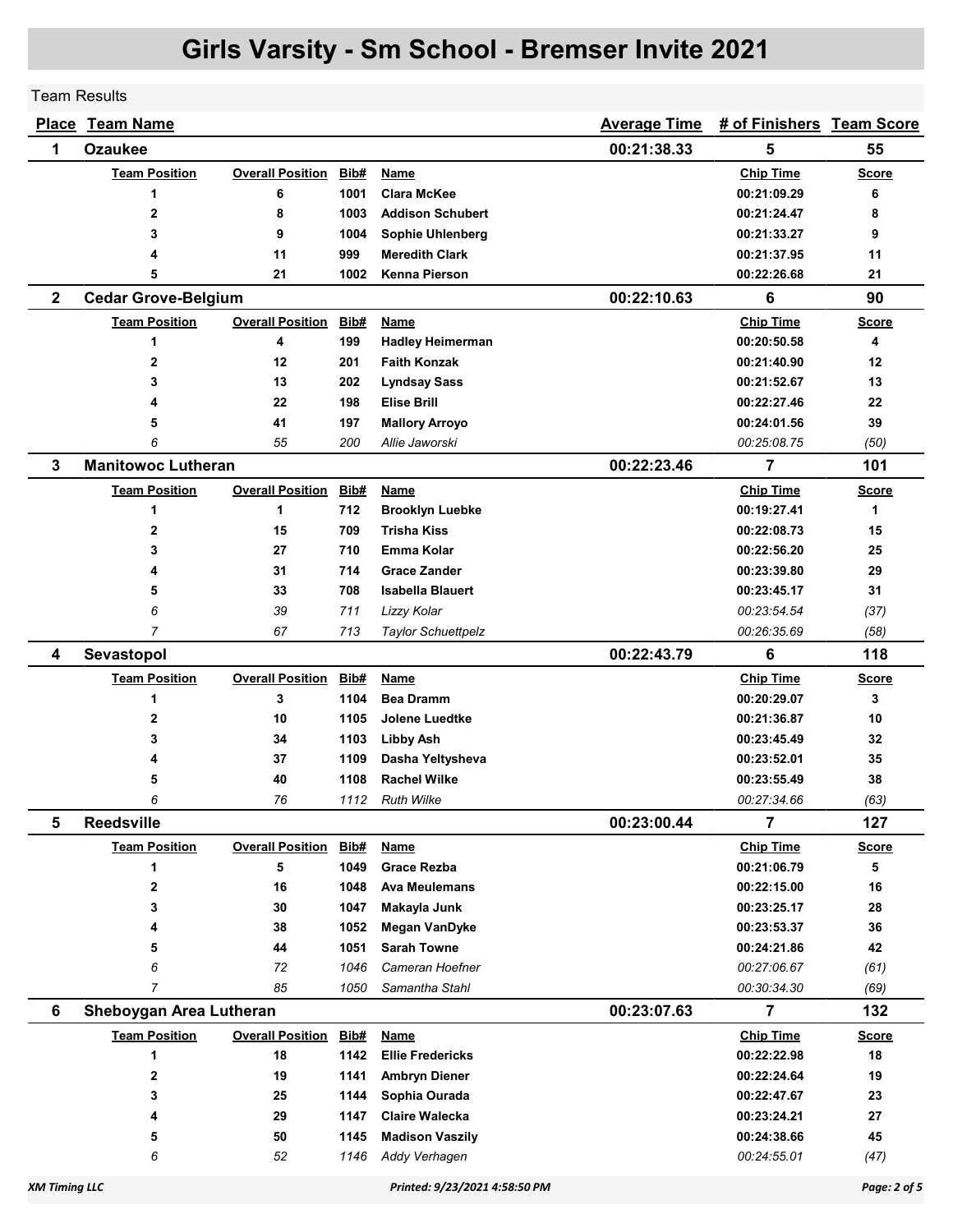# Girls Varsity - Sm School - Bremser Invite 2021

Team Results

| Place | Team Name | Average Time | # of Finishers | Team Score |
|---|---|---|---|---|
| 1 | Ozaukee | 00:21:38.33 | 5 | 55 |

| Team Position | Overall Position | Bib# | Name | Chip Time | Score |
|---|---|---|---|---|---|
| 1 | 6 | 1001 | Clara McKee | 00:21:09.29 | 6 |
| 2 | 8 | 1003 | Addison Schubert | 00:21:24.47 | 8 |
| 3 | 9 | 1004 | Sophie Uhlenberg | 00:21:33.27 | 9 |
| 4 | 11 | 999 | Meredith Clark | 00:21:37.95 | 11 |
| 5 | 21 | 1002 | Kenna Pierson | 00:22:26.68 | 21 |

| Place | Team Name | Average Time | # of Finishers | Team Score |
|---|---|---|---|---|
| 2 | Cedar Grove-Belgium | 00:22:10.63 | 6 | 90 |

| Team Position | Overall Position | Bib# | Name | Chip Time | Score |
|---|---|---|---|---|---|
| 1 | 4 | 199 | Hadley Heimerman | 00:20:50.58 | 4 |
| 2 | 12 | 201 | Faith Konzak | 00:21:40.90 | 12 |
| 3 | 13 | 202 | Lyndsay Sass | 00:21:52.67 | 13 |
| 4 | 22 | 198 | Elise Brill | 00:22:27.46 | 22 |
| 5 | 41 | 197 | Mallory Arroyo | 00:24:01.56 | 39 |
| *6* | *55* | *200* | *Allie Jaworski* | *00:25:08.75* | *(50)* |

| Place | Team Name | Average Time | # of Finishers | Team Score |
|---|---|---|---|---|
| 3 | Manitowoc Lutheran | 00:22:23.46 | 7 | 101 |

| Team Position | Overall Position | Bib# | Name | Chip Time | Score |
|---|---|---|---|---|---|
| 1 | 1 | 712 | Brooklyn Luebke | 00:19:27.41 | 1 |
| 2 | 15 | 709 | Trisha Kiss | 00:22:08.73 | 15 |
| 3 | 27 | 710 | Emma Kolar | 00:22:56.20 | 25 |
| 4 | 31 | 714 | Grace Zander | 00:23:39.80 | 29 |
| 5 | 33 | 708 | Isabella Blauert | 00:23:45.17 | 31 |
| *6* | *39* | *711* | *Lizzy Kolar* | *00:23:54.54* | *(37)* |
| *7* | *67* | *713* | *Taylor Schuettpelz* | *00:26:35.69* | *(58)* |

| Place | Team Name | Average Time | # of Finishers | Team Score |
|---|---|---|---|---|
| 4 | Sevastopol | 00:22:43.79 | 6 | 118 |

| Team Position | Overall Position | Bib# | Name | Chip Time | Score |
|---|---|---|---|---|---|
| 1 | 3 | 1104 | Bea Dramm | 00:20:29.07 | 3 |
| 2 | 10 | 1105 | Jolene Luedtke | 00:21:36.87 | 10 |
| 3 | 34 | 1103 | Libby Ash | 00:23:45.49 | 32 |
| 4 | 37 | 1109 | Dasha Yeltysheva | 00:23:52.01 | 35 |
| 5 | 40 | 1108 | Rachel Wilke | 00:23:55.49 | 38 |
| *6* | *76* | *1112* | *Ruth Wilke* | *00:27:34.66* | *(63)* |

| Place | Team Name | Average Time | # of Finishers | Team Score |
|---|---|---|---|---|
| 5 | Reedsville | 00:23:00.44 | 7 | 127 |

| Team Position | Overall Position | Bib# | Name | Chip Time | Score |
|---|---|---|---|---|---|
| 1 | 5 | 1049 | Grace Rezba | 00:21:06.79 | 5 |
| 2 | 16 | 1048 | Ava Meulemans | 00:22:15.00 | 16 |
| 3 | 30 | 1047 | Makayla Junk | 00:23:25.17 | 28 |
| 4 | 38 | 1052 | Megan VanDyke | 00:23:53.37 | 36 |
| 5 | 44 | 1051 | Sarah Towne | 00:24:21.86 | 42 |
| *6* | *72* | *1046* | *Cameran Hoefner* | *00:27:06.67* | *(61)* |
| *7* | *85* | *1050* | *Samantha Stahl* | *00:30:34.30* | *(69)* |

| Place | Team Name | Average Time | # of Finishers | Team Score |
|---|---|---|---|---|
| 6 | Sheboygan Area Lutheran | 00:23:07.63 | 7 | 132 |

| Team Position | Overall Position | Bib# | Name | Chip Time | Score |
|---|---|---|---|---|---|
| 1 | 18 | 1142 | Ellie Fredericks | 00:22:22.98 | 18 |
| 2 | 19 | 1141 | Ambryn Diener | 00:22:24.64 | 19 |
| 3 | 25 | 1144 | Sophia Ourada | 00:22:47.67 | 23 |
| 4 | 29 | 1147 | Claire Walecka | 00:23:24.21 | 27 |
| 5 | 50 | 1145 | Madison Vaszily | 00:24:38.66 | 45 |
| *6* | *52* | *1146* | *Addy Verhagen* | *00:24:55.01* | *(47)* |

XM Timing LLC — Printed: 9/23/2021 4:58:50 PM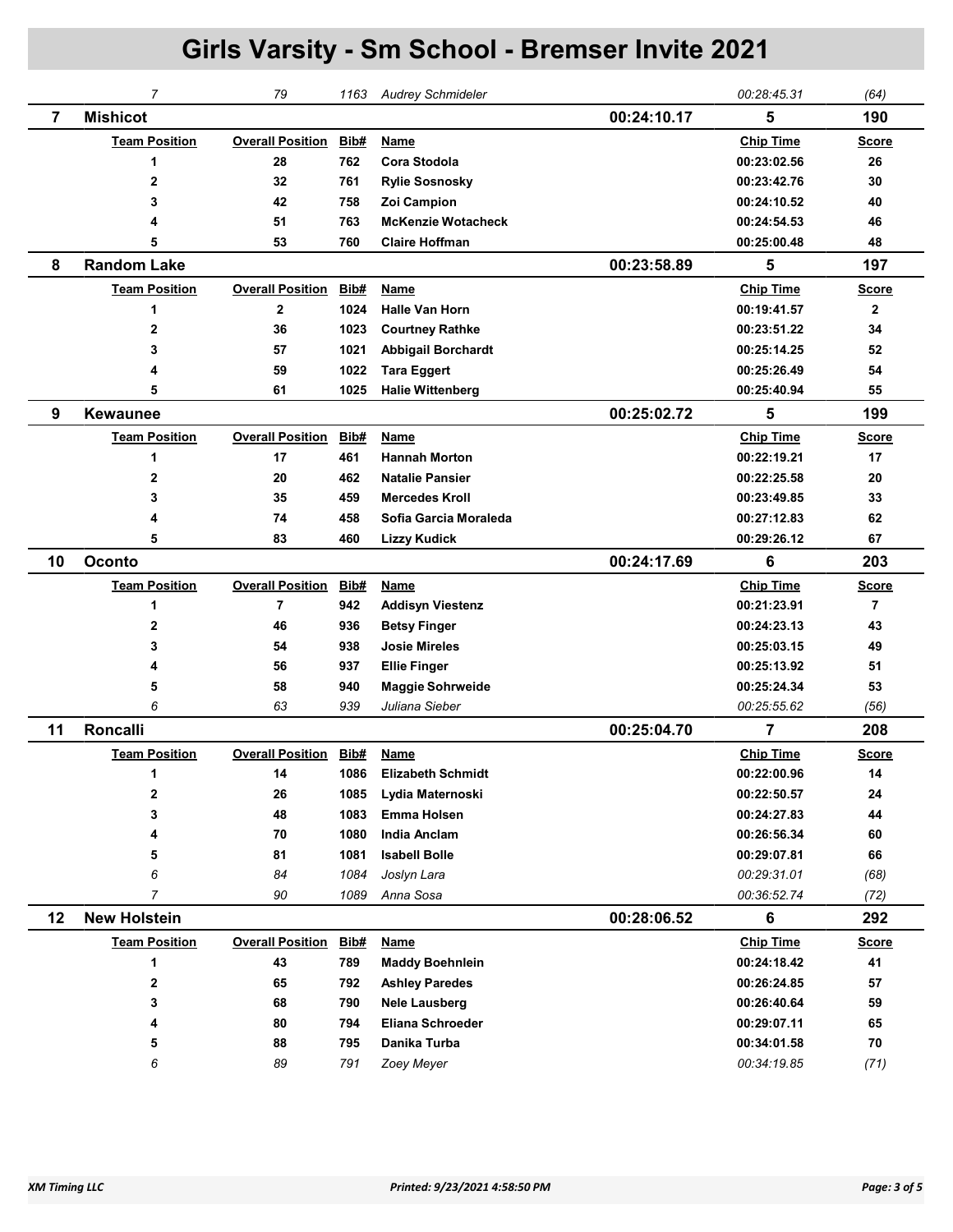# Girls Varsity - Sm School - Bremser Invite 2021

| | Team Position | Overall Position | Bib# | Name | | Chip Time | Score |
|---|---|---|---|---|---|---|---|
| | *7* | *79* | *1163* | *Audrey Schmideler* | | *00:28:45.31* | *(64)* |
| **7** | **Mishicot** | | | | **00:24:10.17** | **5** | **190** |
| | **Team Position** | **Overall Position** | **Bib#** | **Name** | | **Chip Time** | **Score** |
| | 1 | 28 | 762 | Cora Stodola | | 00:23:02.56 | 26 |
| | 2 | 32 | 761 | Rylie Sosnosky | | 00:23:42.76 | 30 |
| | 3 | 42 | 758 | Zoi Campion | | 00:24:10.52 | 40 |
| | 4 | 51 | 763 | McKenzie Wotacheck | | 00:24:54.53 | 46 |
| | 5 | 53 | 760 | Claire Hoffman | | 00:25:00.48 | 48 |
| **8** | **Random Lake** | | | | **00:23:58.89** | **5** | **197** |
| | **Team Position** | **Overall Position** | **Bib#** | **Name** | | **Chip Time** | **Score** |
| | 1 | 2 | 1024 | Halle Van Horn | | 00:19:41.57 | 2 |
| | 2 | 36 | 1023 | Courtney Rathke | | 00:23:51.22 | 34 |
| | 3 | 57 | 1021 | Abbigail Borchardt | | 00:25:14.25 | 52 |
| | 4 | 59 | 1022 | Tara Eggert | | 00:25:26.49 | 54 |
| | 5 | 61 | 1025 | Halie Wittenberg | | 00:25:40.94 | 55 |
| **9** | **Kewaunee** | | | | **00:25:02.72** | **5** | **199** |
| | **Team Position** | **Overall Position** | **Bib#** | **Name** | | **Chip Time** | **Score** |
| | 1 | 17 | 461 | Hannah Morton | | 00:22:19.21 | 17 |
| | 2 | 20 | 462 | Natalie Pansier | | 00:22:25.58 | 20 |
| | 3 | 35 | 459 | Mercedes Kroll | | 00:23:49.85 | 33 |
| | 4 | 74 | 458 | Sofia Garcia Moraleda | | 00:27:12.83 | 62 |
| | 5 | 83 | 460 | Lizzy Kudick | | 00:29:26.12 | 67 |
| **10** | **Oconto** | | | | **00:24:17.69** | **6** | **203** |
| | **Team Position** | **Overall Position** | **Bib#** | **Name** | | **Chip Time** | **Score** |
| | 1 | 7 | 942 | Addisyn Viestenz | | 00:21:23.91 | 7 |
| | 2 | 46 | 936 | Betsy Finger | | 00:24:23.13 | 43 |
| | 3 | 54 | 938 | Josie Mireles | | 00:25:03.15 | 49 |
| | 4 | 56 | 937 | Ellie Finger | | 00:25:13.92 | 51 |
| | 5 | 58 | 940 | Maggie Sohrweide | | 00:25:24.34 | 53 |
| | *6* | *63* | *939* | *Juliana Sieber* | | *00:25:55.62* | *(56)* |
| **11** | **Roncalli** | | | | **00:25:04.70** | **7** | **208** |
| | **Team Position** | **Overall Position** | **Bib#** | **Name** | | **Chip Time** | **Score** |
| | 1 | 14 | 1086 | Elizabeth Schmidt | | 00:22:00.96 | 14 |
| | 2 | 26 | 1085 | Lydia Maternoski | | 00:22:50.57 | 24 |
| | 3 | 48 | 1083 | Emma Holsen | | 00:24:27.83 | 44 |
| | 4 | 70 | 1080 | India Anclam | | 00:26:56.34 | 60 |
| | 5 | 81 | 1081 | Isabell Bolle | | 00:29:07.81 | 66 |
| | *6* | *84* | *1084* | *Joslyn Lara* | | *00:29:31.01* | *(68)* |
| | *7* | *90* | *1089* | *Anna Sosa* | | *00:36:52.74* | *(72)* |
| **12** | **New Holstein** | | | | **00:28:06.52** | **6** | **292** |
| | **Team Position** | **Overall Position** | **Bib#** | **Name** | | **Chip Time** | **Score** |
| | 1 | 43 | 789 | Maddy Boehnlein | | 00:24:18.42 | 41 |
| | 2 | 65 | 792 | Ashley Paredes | | 00:26:24.85 | 57 |
| | 3 | 68 | 790 | Nele Lausberg | | 00:26:40.64 | 59 |
| | 4 | 80 | 794 | Eliana Schroeder | | 00:29:07.11 | 65 |
| | 5 | 88 | 795 | Danika Turba | | 00:34:01.58 | 70 |
| | *6* | *89* | *791* | *Zoey Meyer* | | *00:34:19.85* | *(71)* |

*XM Timing LLC* — *Printed: 9/23/2021 4:58:50 PM*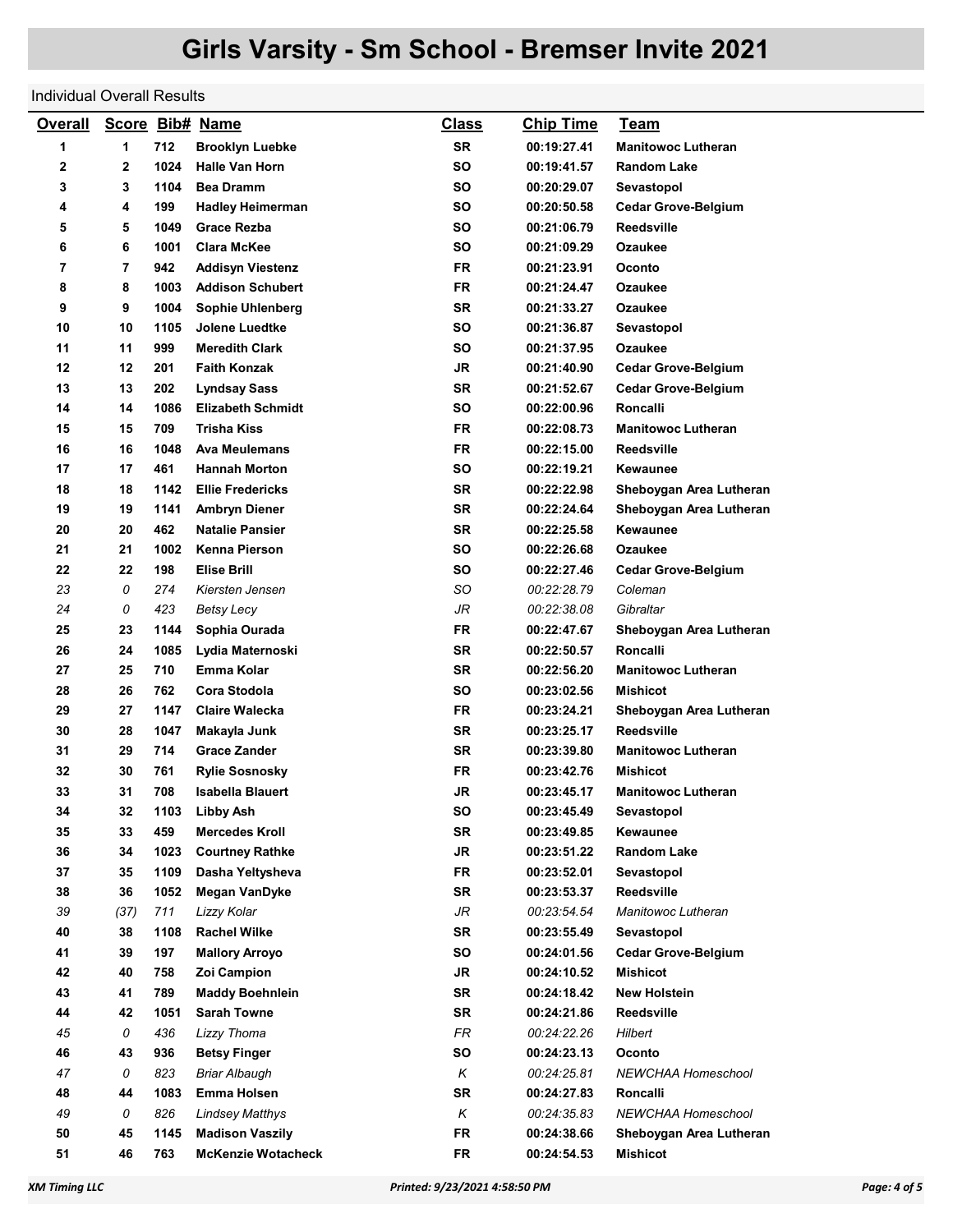# Girls Varsity - Sm School - Bremser Invite 2021

Individual Overall Results

| Overall | Score | Bib# | Name | Class | Chip Time | Team |
|---|---|---|---|---|---|---|
| 1 | 1 | 712 | Brooklyn Luebke | SR | 00:19:27.41 | Manitowoc Lutheran |
| 2 | 2 | 1024 | Halle Van Horn | SO | 00:19:41.57 | Random Lake |
| 3 | 3 | 1104 | Bea Dramm | SO | 00:20:29.07 | Sevastopol |
| 4 | 4 | 199 | Hadley Heimerman | SO | 00:20:50.58 | Cedar Grove-Belgium |
| 5 | 5 | 1049 | Grace Rezba | SO | 00:21:06.79 | Reedsville |
| 6 | 6 | 1001 | Clara McKee | SO | 00:21:09.29 | Ozaukee |
| 7 | 7 | 942 | Addisyn Viestenz | FR | 00:21:23.91 | Oconto |
| 8 | 8 | 1003 | Addison Schubert | FR | 00:21:24.47 | Ozaukee |
| 9 | 9 | 1004 | Sophie Uhlenberg | SR | 00:21:33.27 | Ozaukee |
| 10 | 10 | 1105 | Jolene Luedtke | SO | 00:21:36.87 | Sevastopol |
| 11 | 11 | 999 | Meredith Clark | SO | 00:21:37.95 | Ozaukee |
| 12 | 12 | 201 | Faith Konzak | JR | 00:21:40.90 | Cedar Grove-Belgium |
| 13 | 13 | 202 | Lyndsay Sass | SR | 00:21:52.67 | Cedar Grove-Belgium |
| 14 | 14 | 1086 | Elizabeth Schmidt | SO | 00:22:00.96 | Roncalli |
| 15 | 15 | 709 | Trisha Kiss | FR | 00:22:08.73 | Manitowoc Lutheran |
| 16 | 16 | 1048 | Ava Meulemans | FR | 00:22:15.00 | Reedsville |
| 17 | 17 | 461 | Hannah Morton | SO | 00:22:19.21 | Kewaunee |
| 18 | 18 | 1142 | Ellie Fredericks | SR | 00:22:22.98 | Sheboygan Area Lutheran |
| 19 | 19 | 1141 | Ambryn Diener | SR | 00:22:24.64 | Sheboygan Area Lutheran |
| 20 | 20 | 462 | Natalie Pansier | SR | 00:22:25.58 | Kewaunee |
| 21 | 21 | 1002 | Kenna Pierson | SO | 00:22:26.68 | Ozaukee |
| 22 | 22 | 198 | Elise Brill | SO | 00:22:27.46 | Cedar Grove-Belgium |
| *23* | *0* | *274* | *Kiersten Jensen* | *SO* | *00:22:28.79* | *Coleman* |
| *24* | *0* | *423* | *Betsy Lecy* | *JR* | *00:22:38.08* | *Gibraltar* |
| 25 | 23 | 1144 | Sophia Ourada | FR | 00:22:47.67 | Sheboygan Area Lutheran |
| 26 | 24 | 1085 | Lydia Maternoski | SR | 00:22:50.57 | Roncalli |
| 27 | 25 | 710 | Emma Kolar | SR | 00:22:56.20 | Manitowoc Lutheran |
| 28 | 26 | 762 | Cora Stodola | SO | 00:23:02.56 | Mishicot |
| 29 | 27 | 1147 | Claire Walecka | FR | 00:23:24.21 | Sheboygan Area Lutheran |
| 30 | 28 | 1047 | Makayla Junk | SR | 00:23:25.17 | Reedsville |
| 31 | 29 | 714 | Grace Zander | SR | 00:23:39.80 | Manitowoc Lutheran |
| 32 | 30 | 761 | Rylie Sosnosky | FR | 00:23:42.76 | Mishicot |
| 33 | 31 | 708 | Isabella Blauert | JR | 00:23:45.17 | Manitowoc Lutheran |
| 34 | 32 | 1103 | Libby Ash | SO | 00:23:45.49 | Sevastopol |
| 35 | 33 | 459 | Mercedes Kroll | SR | 00:23:49.85 | Kewaunee |
| 36 | 34 | 1023 | Courtney Rathke | JR | 00:23:51.22 | Random Lake |
| 37 | 35 | 1109 | Dasha Yeltysheva | FR | 00:23:52.01 | Sevastopol |
| 38 | 36 | 1052 | Megan VanDyke | SR | 00:23:53.37 | Reedsville |
| *39* | *(37)* | *711* | *Lizzy Kolar* | *JR* | *00:23:54.54* | *Manitowoc Lutheran* |
| 40 | 38 | 1108 | Rachel Wilke | SR | 00:23:55.49 | Sevastopol |
| 41 | 39 | 197 | Mallory Arroyo | SO | 00:24:01.56 | Cedar Grove-Belgium |
| 42 | 40 | 758 | Zoi Campion | JR | 00:24:10.52 | Mishicot |
| 43 | 41 | 789 | Maddy Boehnlein | SR | 00:24:18.42 | New Holstein |
| 44 | 42 | 1051 | Sarah Towne | SR | 00:24:21.86 | Reedsville |
| *45* | *0* | *436* | *Lizzy Thoma* | *FR* | *00:24:22.26* | *Hilbert* |
| 46 | 43 | 936 | Betsy Finger | SO | 00:24:23.13 | Oconto |
| *47* | *0* | *823* | *Briar Albaugh* | *K* | *00:24:25.81* | *NEWCHAA Homeschool* |
| 48 | 44 | 1083 | Emma Holsen | SR | 00:24:27.83 | Roncalli |
| *49* | *0* | *826* | *Lindsey Matthys* | *K* | *00:24:35.83* | *NEWCHAA Homeschool* |
| 50 | 45 | 1145 | Madison Vaszily | FR | 00:24:38.66 | Sheboygan Area Lutheran |
| 51 | 46 | 763 | McKenzie Wotacheck | FR | 00:24:54.53 | Mishicot |

XM Timing LLC — Printed: 9/23/2021 4:58:50 PM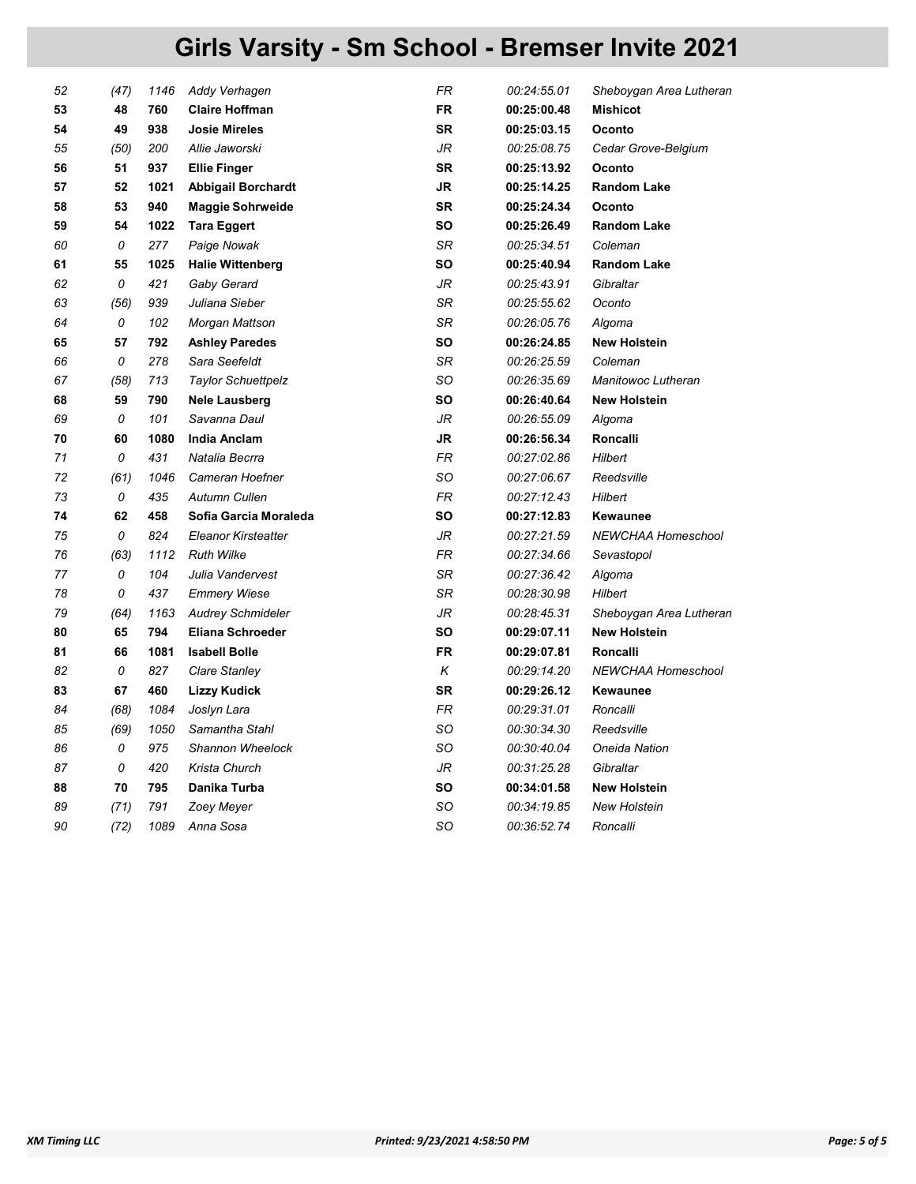# Girls Varsity - Sm School - Bremser Invite 2021

| | | | | | | |
|---|---|---|---|---|---|---|
| *52* | *(47)* | *1146* | *Addy Verhagen* | *FR* | *00:24:55.01* | *Sheboygan Area Lutheran* |
| **53** | **48** | **760** | **Claire Hoffman** | **FR** | **00:25:00.48** | **Mishicot** |
| **54** | **49** | **938** | **Josie Mireles** | **SR** | **00:25:03.15** | **Oconto** |
| *55* | *(50)* | *200* | *Allie Jaworski* | *JR* | *00:25:08.75* | *Cedar Grove-Belgium* |
| **56** | **51** | **937** | **Ellie Finger** | **SR** | **00:25:13.92** | **Oconto** |
| **57** | **52** | **1021** | **Abbigail Borchardt** | **JR** | **00:25:14.25** | **Random Lake** |
| **58** | **53** | **940** | **Maggie Sohrweide** | **SR** | **00:25:24.34** | **Oconto** |
| **59** | **54** | **1022** | **Tara Eggert** | **SO** | **00:25:26.49** | **Random Lake** |
| *60* | *0* | *277* | *Paige Nowak* | *SR* | *00:25:34.51* | *Coleman* |
| **61** | **55** | **1025** | **Halie Wittenberg** | **SO** | **00:25:40.94** | **Random Lake** |
| *62* | *0* | *421* | *Gaby Gerard* | *JR* | *00:25:43.91* | *Gibraltar* |
| *63* | *(56)* | *939* | *Juliana Sieber* | *SR* | *00:25:55.62* | *Oconto* |
| *64* | *0* | *102* | *Morgan Mattson* | *SR* | *00:26:05.76* | *Algoma* |
| **65** | **57** | **792** | **Ashley Paredes** | **SO** | **00:26:24.85** | **New Holstein** |
| *66* | *0* | *278* | *Sara Seefeldt* | *SR* | *00:26:25.59* | *Coleman* |
| *67* | *(58)* | *713* | *Taylor Schuettpelz* | *SO* | *00:26:35.69* | *Manitowoc Lutheran* |
| **68** | **59** | **790** | **Nele Lausberg** | **SO** | **00:26:40.64** | **New Holstein** |
| *69* | *0* | *101* | *Savanna Daul* | *JR* | *00:26:55.09* | *Algoma* |
| **70** | **60** | **1080** | **India Anclam** | **JR** | **00:26:56.34** | **Roncalli** |
| *71* | *0* | *431* | *Natalia Becrra* | *FR* | *00:27:02.86* | *Hilbert* |
| *72* | *(61)* | *1046* | *Cameran Hoefner* | *SO* | *00:27:06.67* | *Reedsville* |
| *73* | *0* | *435* | *Autumn Cullen* | *FR* | *00:27:12.43* | *Hilbert* |
| **74** | **62** | **458** | **Sofia Garcia Moraleda** | **SO** | **00:27:12.83** | **Kewaunee** |
| *75* | *0* | *824* | *Eleanor Kirsteatter* | *JR* | *00:27:21.59* | *NEWCHAA Homeschool* |
| *76* | *(63)* | *1112* | *Ruth Wilke* | *FR* | *00:27:34.66* | *Sevastopol* |
| *77* | *0* | *104* | *Julia Vandervest* | *SR* | *00:27:36.42* | *Algoma* |
| *78* | *0* | *437* | *Emmery Wiese* | *SR* | *00:28:30.98* | *Hilbert* |
| *79* | *(64)* | *1163* | *Audrey Schmideler* | *JR* | *00:28:45.31* | *Sheboygan Area Lutheran* |
| **80** | **65** | **794** | **Eliana Schroeder** | **SO** | **00:29:07.11** | **New Holstein** |
| **81** | **66** | **1081** | **Isabell Bolle** | **FR** | **00:29:07.81** | **Roncalli** |
| *82* | *0* | *827* | *Clare Stanley* | *K* | *00:29:14.20* | *NEWCHAA Homeschool* |
| **83** | **67** | **460** | **Lizzy Kudick** | **SR** | **00:29:26.12** | **Kewaunee** |
| *84* | *(68)* | *1084* | *Joslyn Lara* | *FR* | *00:29:31.01* | *Roncalli* |
| *85* | *(69)* | *1050* | *Samantha Stahl* | *SO* | *00:30:34.30* | *Reedsville* |
| *86* | *0* | *975* | *Shannon Wheelock* | *SO* | *00:30:40.04* | *Oneida Nation* |
| *87* | *0* | *420* | *Krista Church* | *JR* | *00:31:25.28* | *Gibraltar* |
| **88** | **70** | **795** | **Danika Turba** | **SO** | **00:34:01.58** | **New Holstein** |
| *89* | *(71)* | *791* | *Zoey Meyer* | *SO* | *00:34:19.85* | *New Holstein* |
| *90* | *(72)* | *1089* | *Anna Sosa* | *SO* | *00:36:52.74* | *Roncalli* |

*XM Timing LLC* *Printed: 9/23/2021 4:58:50 PM*